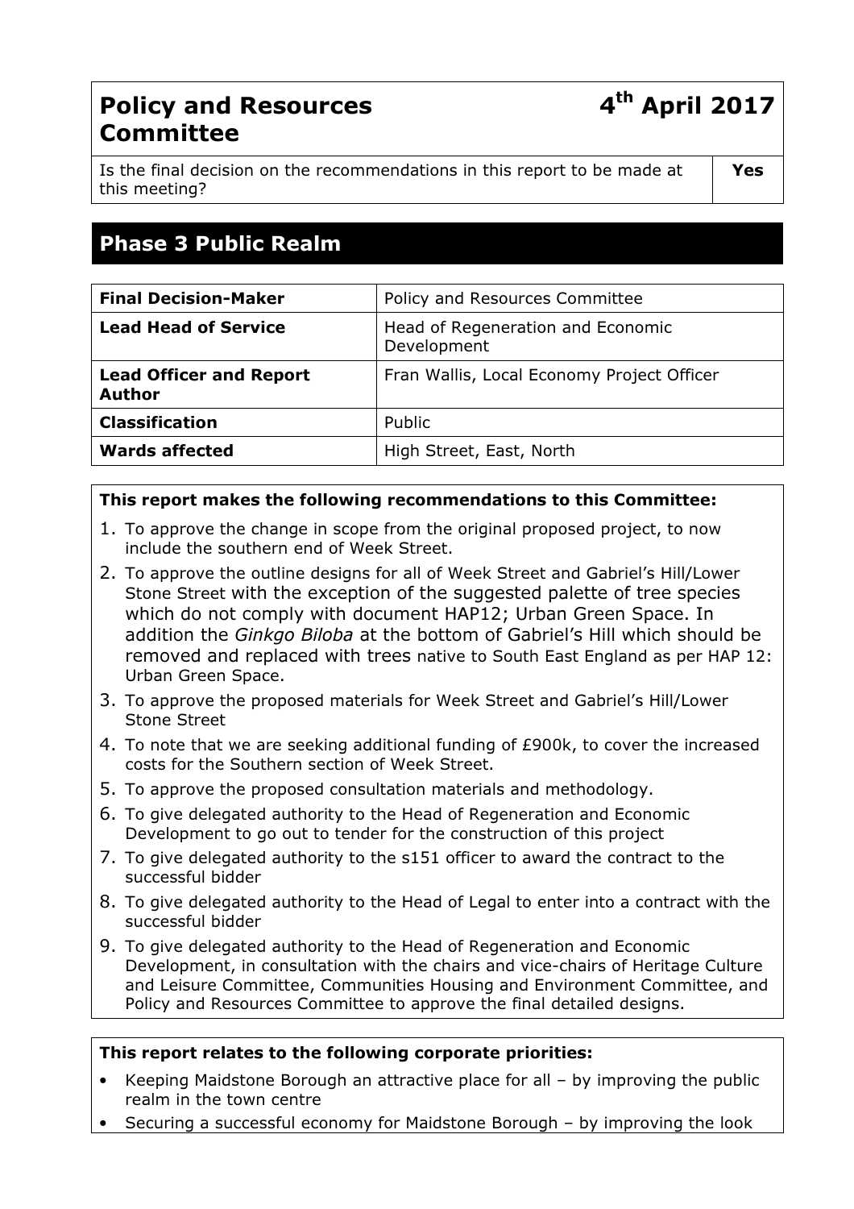# Policy and Resources Committee

**4th April 2017**

| Is the final decision on the recommendations in this report to be made at this meeting? | **Yes** |
|---|---|

## Phase 3 Public Realm

| **Final Decision-Maker** | Policy and Resources Committee |
|---|---|
| **Lead Head of Service** | Head of Regeneration and Economic Development |
| **Lead Officer and Report Author** | Fran Wallis, Local Economy Project Officer |
| **Classification** | Public |
| **Wards affected** | High Street, East, North |

**This report makes the following recommendations to this Committee:**

1. To approve the change in scope from the original proposed project, to now include the southern end of Week Street.
2. To approve the outline designs for all of Week Street and Gabriel's Hill/Lower Stone Street with the exception of the suggested palette of tree species which do not comply with document HAP12; Urban Green Space. In addition the *Ginkgo Biloba* at the bottom of Gabriel's Hill which should be removed and replaced with trees native to South East England as per HAP 12: Urban Green Space.
3. To approve the proposed materials for Week Street and Gabriel's Hill/Lower Stone Street
4. To note that we are seeking additional funding of £900k, to cover the increased costs for the Southern section of Week Street.
5. To approve the proposed consultation materials and methodology.
6. To give delegated authority to the Head of Regeneration and Economic Development to go out to tender for the construction of this project
7. To give delegated authority to the s151 officer to award the contract to the successful bidder
8. To give delegated authority to the Head of Legal to enter into a contract with the successful bidder
9. To give delegated authority to the Head of Regeneration and Economic Development, in consultation with the chairs and vice-chairs of Heritage Culture and Leisure Committee, Communities Housing and Environment Committee, and Policy and Resources Committee to approve the final detailed designs.

**This report relates to the following corporate priorities:**

- Keeping Maidstone Borough an attractive place for all – by improving the public realm in the town centre
- Securing a successful economy for Maidstone Borough – by improving the look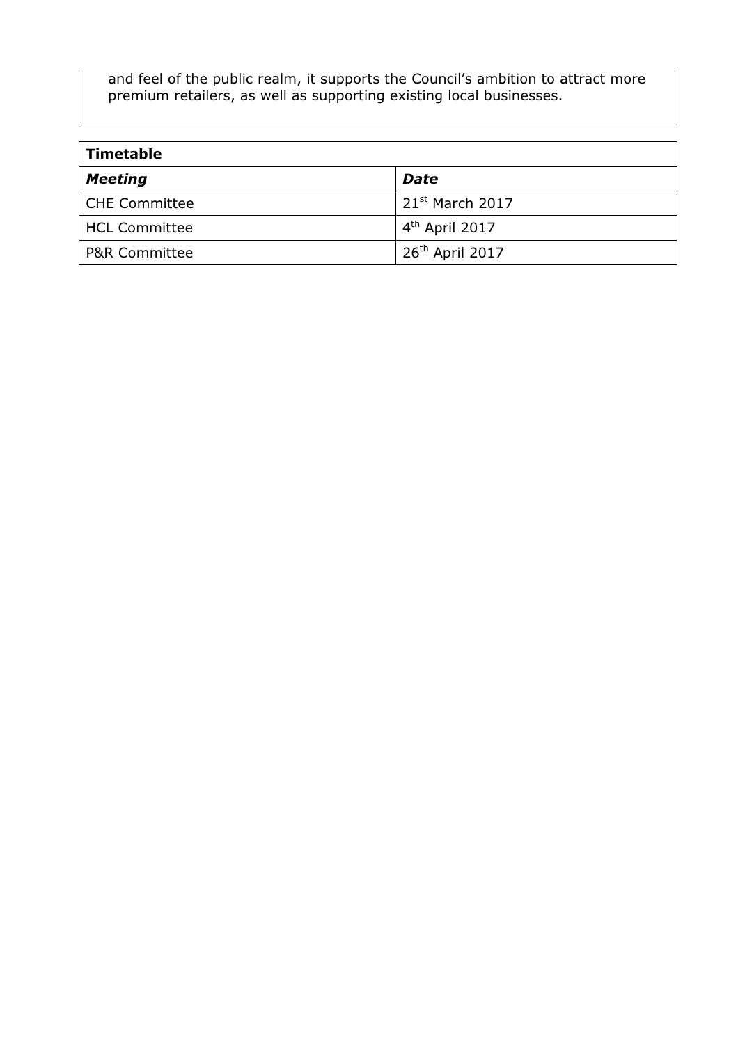and feel of the public realm, it supports the Council's ambition to attract more premium retailers, as well as supporting existing local businesses.

| **Timetable** | |
|---|---|
| ***Meeting*** | ***Date*** |
| CHE Committee | 21st March 2017 |
| HCL Committee | 4th April 2017 |
| P&R Committee | 26th April 2017 |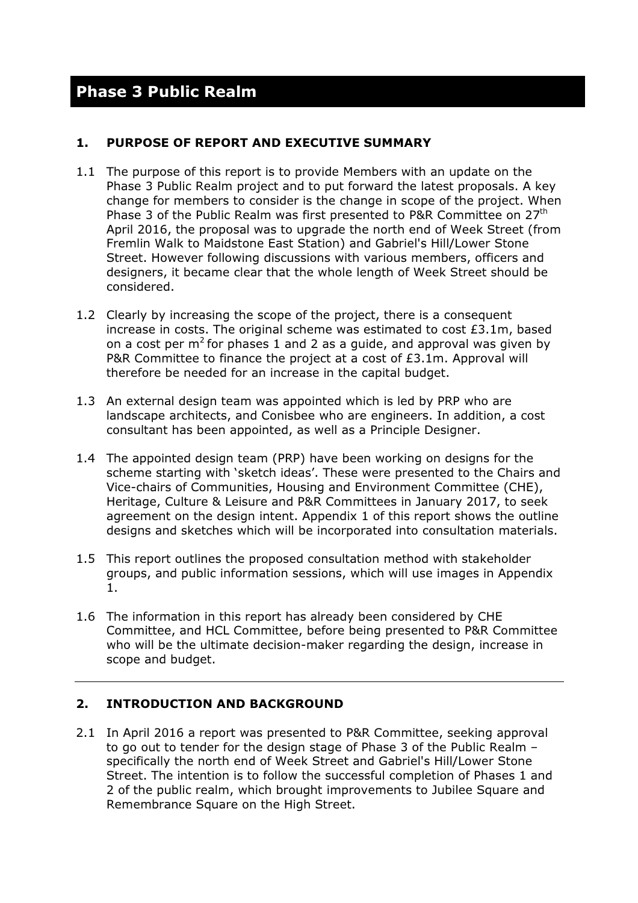# Phase 3 Public Realm

## 1. PURPOSE OF REPORT AND EXECUTIVE SUMMARY

1.1 The purpose of this report is to provide Members with an update on the Phase 3 Public Realm project and to put forward the latest proposals. A key change for members to consider is the change in scope of the project. When Phase 3 of the Public Realm was first presented to P&R Committee on 27th April 2016, the proposal was to upgrade the north end of Week Street (from Fremlin Walk to Maidstone East Station) and Gabriel's Hill/Lower Stone Street. However following discussions with various members, officers and designers, it became clear that the whole length of Week Street should be considered.

1.2 Clearly by increasing the scope of the project, there is a consequent increase in costs. The original scheme was estimated to cost £3.1m, based on a cost per $m^2$ for phases 1 and 2 as a guide, and approval was given by P&R Committee to finance the project at a cost of £3.1m. Approval will therefore be needed for an increase in the capital budget.

1.3 An external design team was appointed which is led by PRP who are landscape architects, and Conisbee who are engineers. In addition, a cost consultant has been appointed, as well as a Principle Designer.

1.4 The appointed design team (PRP) have been working on designs for the scheme starting with 'sketch ideas'. These were presented to the Chairs and Vice-chairs of Communities, Housing and Environment Committee (CHE), Heritage, Culture & Leisure and P&R Committees in January 2017, to seek agreement on the design intent. Appendix 1 of this report shows the outline designs and sketches which will be incorporated into consultation materials.

1.5 This report outlines the proposed consultation method with stakeholder groups, and public information sessions, which will use images in Appendix 1.

1.6 The information in this report has already been considered by CHE Committee, and HCL Committee, before being presented to P&R Committee who will be the ultimate decision-maker regarding the design, increase in scope and budget.

---

## 2. INTRODUCTION AND BACKGROUND

2.1 In April 2016 a report was presented to P&R Committee, seeking approval to go out to tender for the design stage of Phase 3 of the Public Realm – specifically the north end of Week Street and Gabriel's Hill/Lower Stone Street. The intention is to follow the successful completion of Phases 1 and 2 of the public realm, which brought improvements to Jubilee Square and Remembrance Square on the High Street.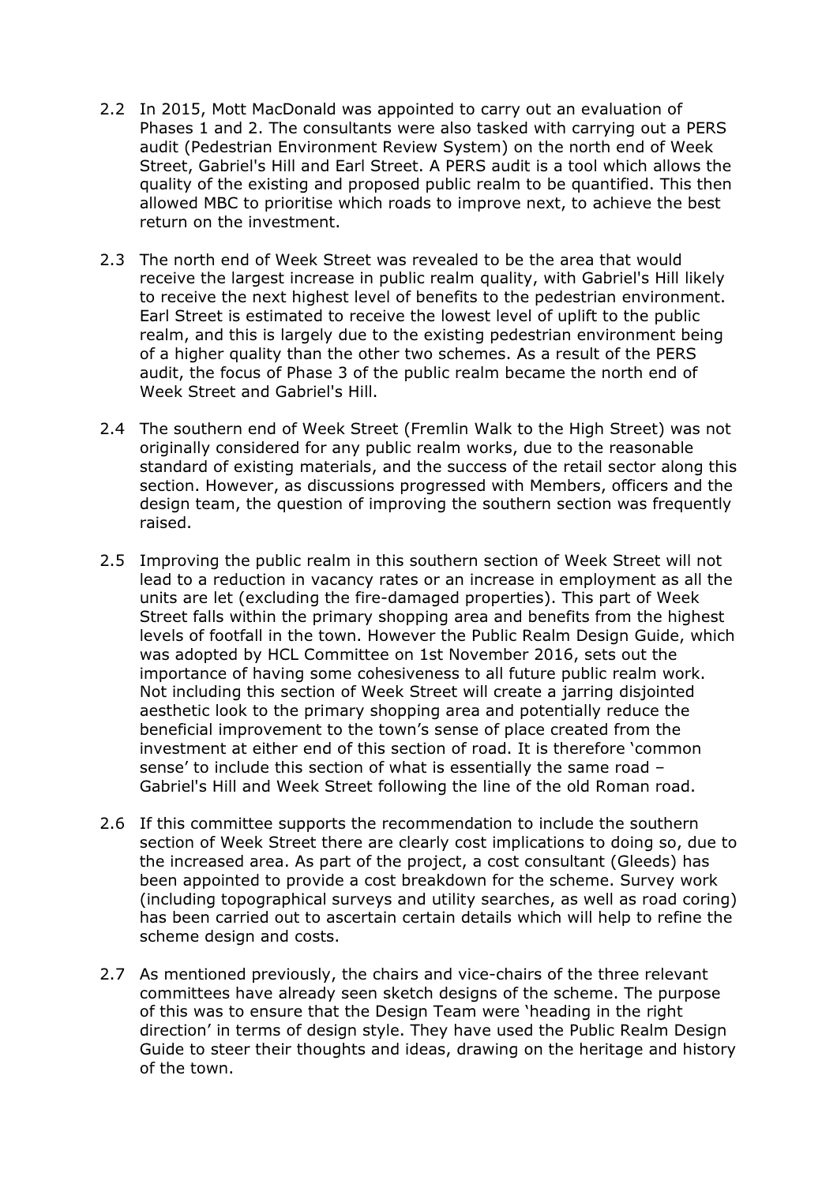2.2 In 2015, Mott MacDonald was appointed to carry out an evaluation of Phases 1 and 2. The consultants were also tasked with carrying out a PERS audit (Pedestrian Environment Review System) on the north end of Week Street, Gabriel's Hill and Earl Street. A PERS audit is a tool which allows the quality of the existing and proposed public realm to be quantified. This then allowed MBC to prioritise which roads to improve next, to achieve the best return on the investment.

2.3 The north end of Week Street was revealed to be the area that would receive the largest increase in public realm quality, with Gabriel's Hill likely to receive the next highest level of benefits to the pedestrian environment. Earl Street is estimated to receive the lowest level of uplift to the public realm, and this is largely due to the existing pedestrian environment being of a higher quality than the other two schemes. As a result of the PERS audit, the focus of Phase 3 of the public realm became the north end of Week Street and Gabriel's Hill.

2.4 The southern end of Week Street (Fremlin Walk to the High Street) was not originally considered for any public realm works, due to the reasonable standard of existing materials, and the success of the retail sector along this section. However, as discussions progressed with Members, officers and the design team, the question of improving the southern section was frequently raised.

2.5 Improving the public realm in this southern section of Week Street will not lead to a reduction in vacancy rates or an increase in employment as all the units are let (excluding the fire-damaged properties). This part of Week Street falls within the primary shopping area and benefits from the highest levels of footfall in the town. However the Public Realm Design Guide, which was adopted by HCL Committee on 1st November 2016, sets out the importance of having some cohesiveness to all future public realm work. Not including this section of Week Street will create a jarring disjointed aesthetic look to the primary shopping area and potentially reduce the beneficial improvement to the town's sense of place created from the investment at either end of this section of road. It is therefore 'common sense' to include this section of what is essentially the same road – Gabriel's Hill and Week Street following the line of the old Roman road.

2.6 If this committee supports the recommendation to include the southern section of Week Street there are clearly cost implications to doing so, due to the increased area. As part of the project, a cost consultant (Gleeds) has been appointed to provide a cost breakdown for the scheme. Survey work (including topographical surveys and utility searches, as well as road coring) has been carried out to ascertain certain details which will help to refine the scheme design and costs.

2.7 As mentioned previously, the chairs and vice-chairs of the three relevant committees have already seen sketch designs of the scheme. The purpose of this was to ensure that the Design Team were 'heading in the right direction' in terms of design style. They have used the Public Realm Design Guide to steer their thoughts and ideas, drawing on the heritage and history of the town.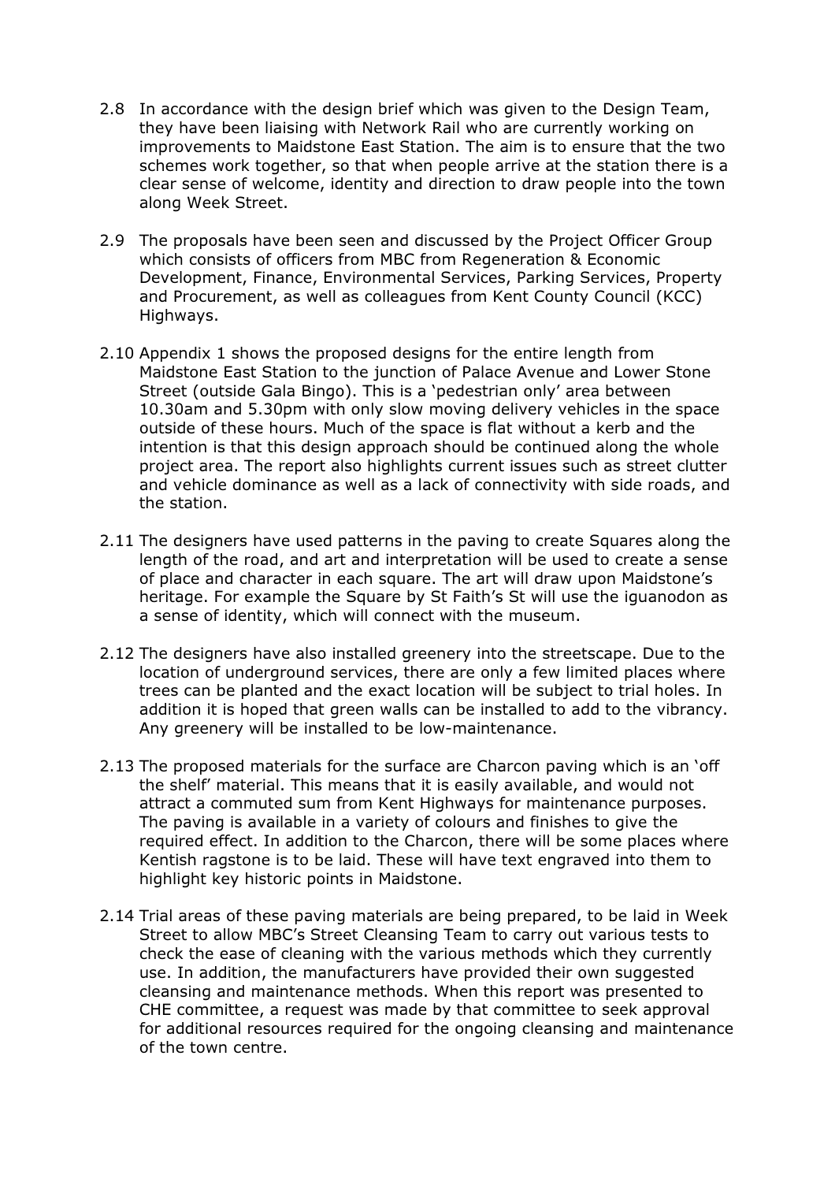2.8 In accordance with the design brief which was given to the Design Team, they have been liaising with Network Rail who are currently working on improvements to Maidstone East Station. The aim is to ensure that the two schemes work together, so that when people arrive at the station there is a clear sense of welcome, identity and direction to draw people into the town along Week Street.

2.9 The proposals have been seen and discussed by the Project Officer Group which consists of officers from MBC from Regeneration & Economic Development, Finance, Environmental Services, Parking Services, Property and Procurement, as well as colleagues from Kent County Council (KCC) Highways.

2.10 Appendix 1 shows the proposed designs for the entire length from Maidstone East Station to the junction of Palace Avenue and Lower Stone Street (outside Gala Bingo). This is a 'pedestrian only' area between 10.30am and 5.30pm with only slow moving delivery vehicles in the space outside of these hours. Much of the space is flat without a kerb and the intention is that this design approach should be continued along the whole project area. The report also highlights current issues such as street clutter and vehicle dominance as well as a lack of connectivity with side roads, and the station.

2.11 The designers have used patterns in the paving to create Squares along the length of the road, and art and interpretation will be used to create a sense of place and character in each square. The art will draw upon Maidstone's heritage. For example the Square by St Faith's St will use the iguanodon as a sense of identity, which will connect with the museum.

2.12 The designers have also installed greenery into the streetscape. Due to the location of underground services, there are only a few limited places where trees can be planted and the exact location will be subject to trial holes. In addition it is hoped that green walls can be installed to add to the vibrancy. Any greenery will be installed to be low-maintenance.

2.13 The proposed materials for the surface are Charcon paving which is an 'off the shelf' material. This means that it is easily available, and would not attract a commuted sum from Kent Highways for maintenance purposes. The paving is available in a variety of colours and finishes to give the required effect. In addition to the Charcon, there will be some places where Kentish ragstone is to be laid. These will have text engraved into them to highlight key historic points in Maidstone.

2.14 Trial areas of these paving materials are being prepared, to be laid in Week Street to allow MBC's Street Cleansing Team to carry out various tests to check the ease of cleaning with the various methods which they currently use. In addition, the manufacturers have provided their own suggested cleansing and maintenance methods. When this report was presented to CHE committee, a request was made by that committee to seek approval for additional resources required for the ongoing cleansing and maintenance of the town centre.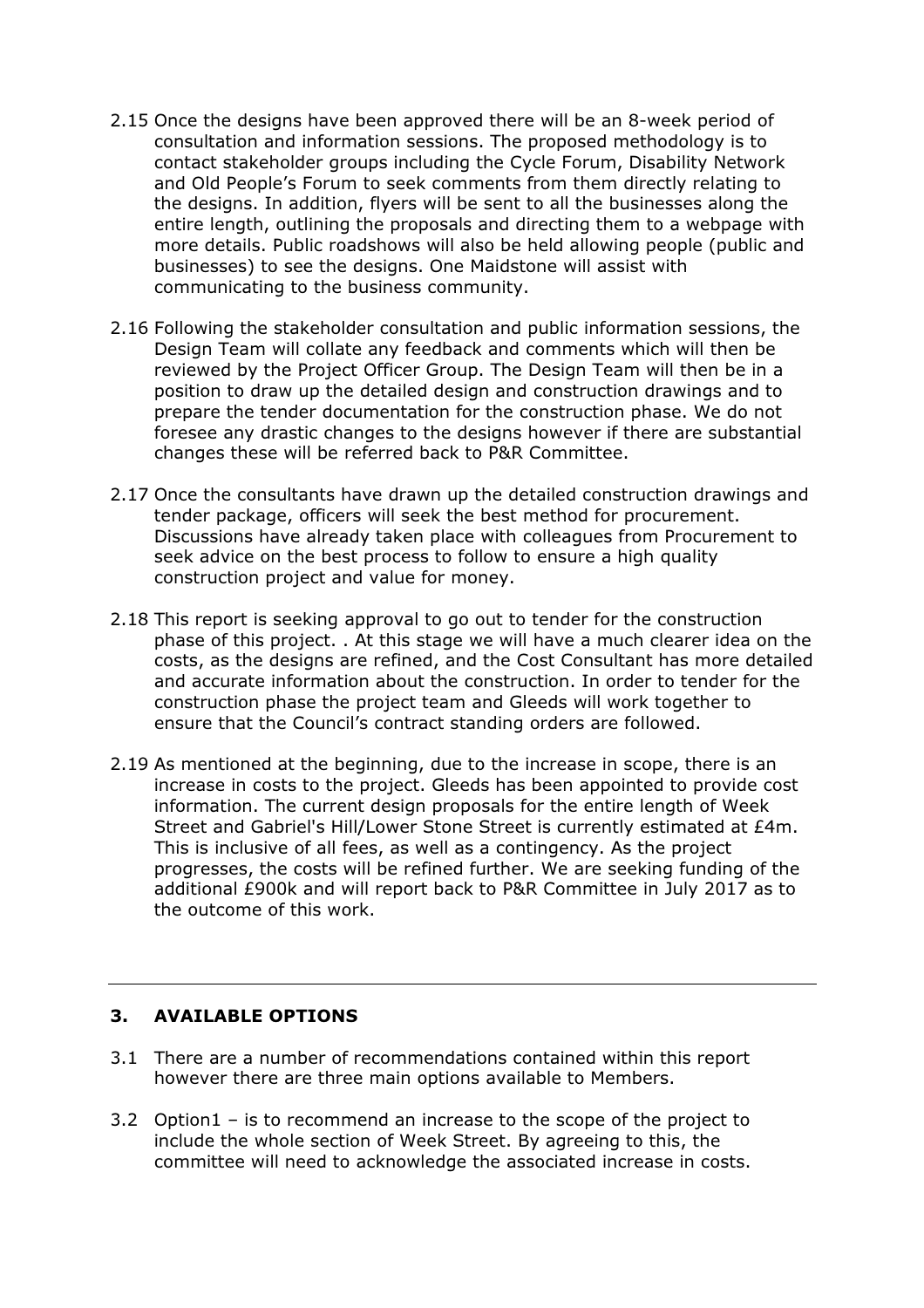2.15 Once the designs have been approved there will be an 8-week period of consultation and information sessions. The proposed methodology is to contact stakeholder groups including the Cycle Forum, Disability Network and Old People's Forum to seek comments from them directly relating to the designs. In addition, flyers will be sent to all the businesses along the entire length, outlining the proposals and directing them to a webpage with more details. Public roadshows will also be held allowing people (public and businesses) to see the designs. One Maidstone will assist with communicating to the business community.

2.16 Following the stakeholder consultation and public information sessions, the Design Team will collate any feedback and comments which will then be reviewed by the Project Officer Group. The Design Team will then be in a position to draw up the detailed design and construction drawings and to prepare the tender documentation for the construction phase. We do not foresee any drastic changes to the designs however if there are substantial changes these will be referred back to P&R Committee.

2.17 Once the consultants have drawn up the detailed construction drawings and tender package, officers will seek the best method for procurement. Discussions have already taken place with colleagues from Procurement to seek advice on the best process to follow to ensure a high quality construction project and value for money.

2.18 This report is seeking approval to go out to tender for the construction phase of this project. . At this stage we will have a much clearer idea on the costs, as the designs are refined, and the Cost Consultant has more detailed and accurate information about the construction. In order to tender for the construction phase the project team and Gleeds will work together to ensure that the Council's contract standing orders are followed.

2.19 As mentioned at the beginning, due to the increase in scope, there is an increase in costs to the project. Gleeds has been appointed to provide cost information. The current design proposals for the entire length of Week Street and Gabriel's Hill/Lower Stone Street is currently estimated at £4m. This is inclusive of all fees, as well as a contingency. As the project progresses, the costs will be refined further. We are seeking funding of the additional £900k and will report back to P&R Committee in July 2017 as to the outcome of this work.

---

## 3. AVAILABLE OPTIONS

3.1 There are a number of recommendations contained within this report however there are three main options available to Members.

3.2 Option1 – is to recommend an increase to the scope of the project to include the whole section of Week Street. By agreeing to this, the committee will need to acknowledge the associated increase in costs.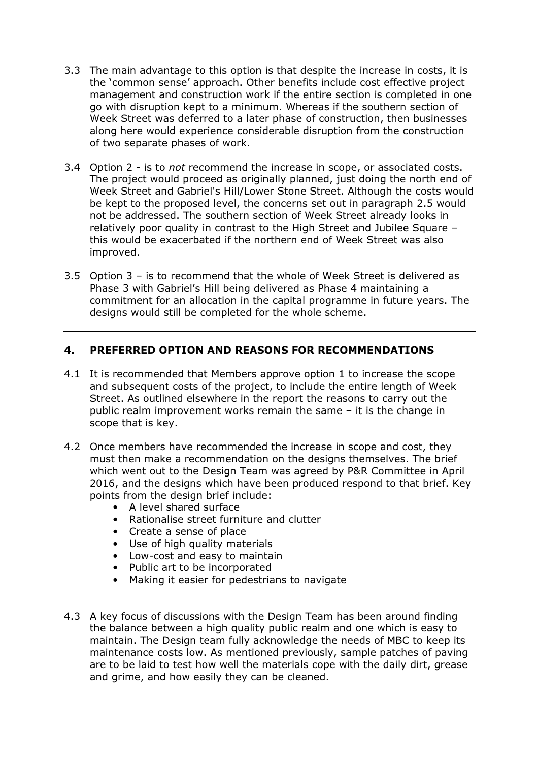3.3 The main advantage to this option is that despite the increase in costs, it is the 'common sense' approach. Other benefits include cost effective project management and construction work if the entire section is completed in one go with disruption kept to a minimum. Whereas if the southern section of Week Street was deferred to a later phase of construction, then businesses along here would experience considerable disruption from the construction of two separate phases of work.

3.4 Option 2 - is to *not* recommend the increase in scope, or associated costs. The project would proceed as originally planned, just doing the north end of Week Street and Gabriel's Hill/Lower Stone Street. Although the costs would be kept to the proposed level, the concerns set out in paragraph 2.5 would not be addressed. The southern section of Week Street already looks in relatively poor quality in contrast to the High Street and Jubilee Square – this would be exacerbated if the northern end of Week Street was also improved.

3.5 Option 3 – is to recommend that the whole of Week Street is delivered as Phase 3 with Gabriel's Hill being delivered as Phase 4 maintaining a commitment for an allocation in the capital programme in future years. The designs would still be completed for the whole scheme.

---

## 4. PREFERRED OPTION AND REASONS FOR RECOMMENDATIONS

4.1 It is recommended that Members approve option 1 to increase the scope and subsequent costs of the project, to include the entire length of Week Street. As outlined elsewhere in the report the reasons to carry out the public realm improvement works remain the same – it is the change in scope that is key.

4.2 Once members have recommended the increase in scope and cost, they must then make a recommendation on the designs themselves. The brief which went out to the Design Team was agreed by P&R Committee in April 2016, and the designs which have been produced respond to that brief. Key points from the design brief include:

- A level shared surface
- Rationalise street furniture and clutter
- Create a sense of place
- Use of high quality materials
- Low-cost and easy to maintain
- Public art to be incorporated
- Making it easier for pedestrians to navigate

4.3 A key focus of discussions with the Design Team has been around finding the balance between a high quality public realm and one which is easy to maintain. The Design team fully acknowledge the needs of MBC to keep its maintenance costs low. As mentioned previously, sample patches of paving are to be laid to test how well the materials cope with the daily dirt, grease and grime, and how easily they can be cleaned.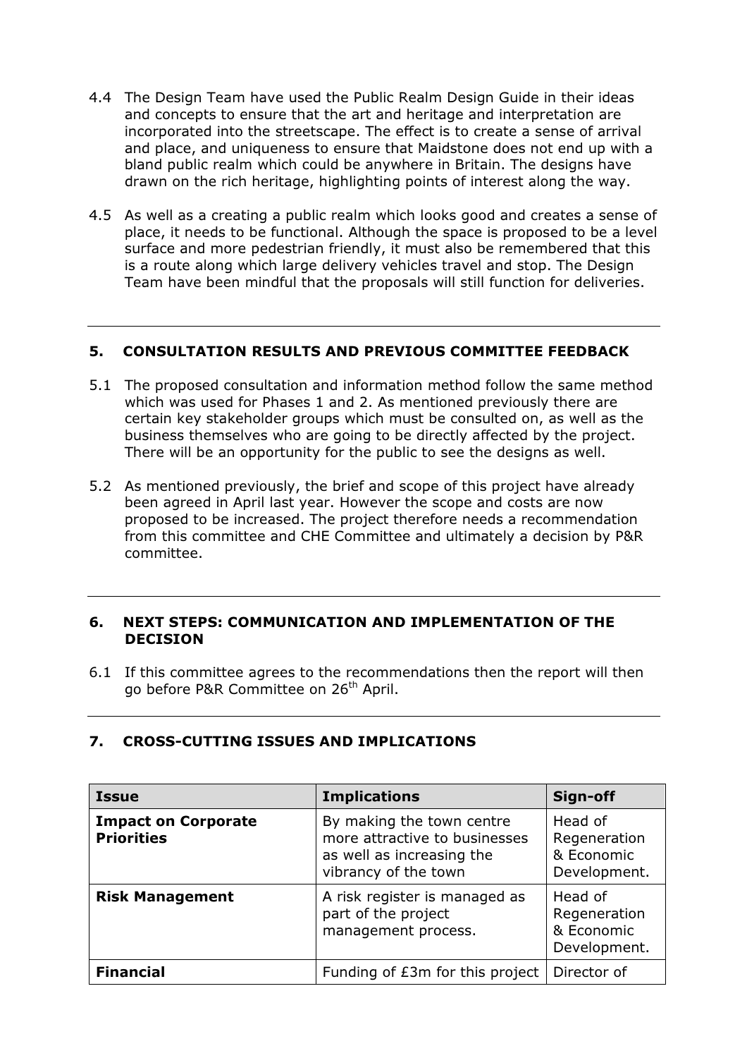4.4 The Design Team have used the Public Realm Design Guide in their ideas and concepts to ensure that the art and heritage and interpretation are incorporated into the streetscape. The effect is to create a sense of arrival and place, and uniqueness to ensure that Maidstone does not end up with a bland public realm which could be anywhere in Britain. The designs have drawn on the rich heritage, highlighting points of interest along the way.

4.5 As well as a creating a public realm which looks good and creates a sense of place, it needs to be functional. Although the space is proposed to be a level surface and more pedestrian friendly, it must also be remembered that this is a route along which large delivery vehicles travel and stop. The Design Team have been mindful that the proposals will still function for deliveries.

---

## 5. CONSULTATION RESULTS AND PREVIOUS COMMITTEE FEEDBACK

5.1 The proposed consultation and information method follow the same method which was used for Phases 1 and 2. As mentioned previously there are certain key stakeholder groups which must be consulted on, as well as the business themselves who are going to be directly affected by the project. There will be an opportunity for the public to see the designs as well.

5.2 As mentioned previously, the brief and scope of this project have already been agreed in April last year. However the scope and costs are now proposed to be increased. The project therefore needs a recommendation from this committee and CHE Committee and ultimately a decision by P&R committee.

---

## 6. NEXT STEPS: COMMUNICATION AND IMPLEMENTATION OF THE DECISION

6.1 If this committee agrees to the recommendations then the report will then go before P&R Committee on 26th April.

---

## 7. CROSS-CUTTING ISSUES AND IMPLICATIONS

| Issue | Implications | Sign-off |
|---|---|---|
| **Impact on Corporate Priorities** | By making the town centre more attractive to businesses as well as increasing the vibrancy of the town | Head of Regeneration & Economic Development. |
| **Risk Management** | A risk register is managed as part of the project management process. | Head of Regeneration & Economic Development. |
| **Financial** | Funding of £3m for this project | Director of |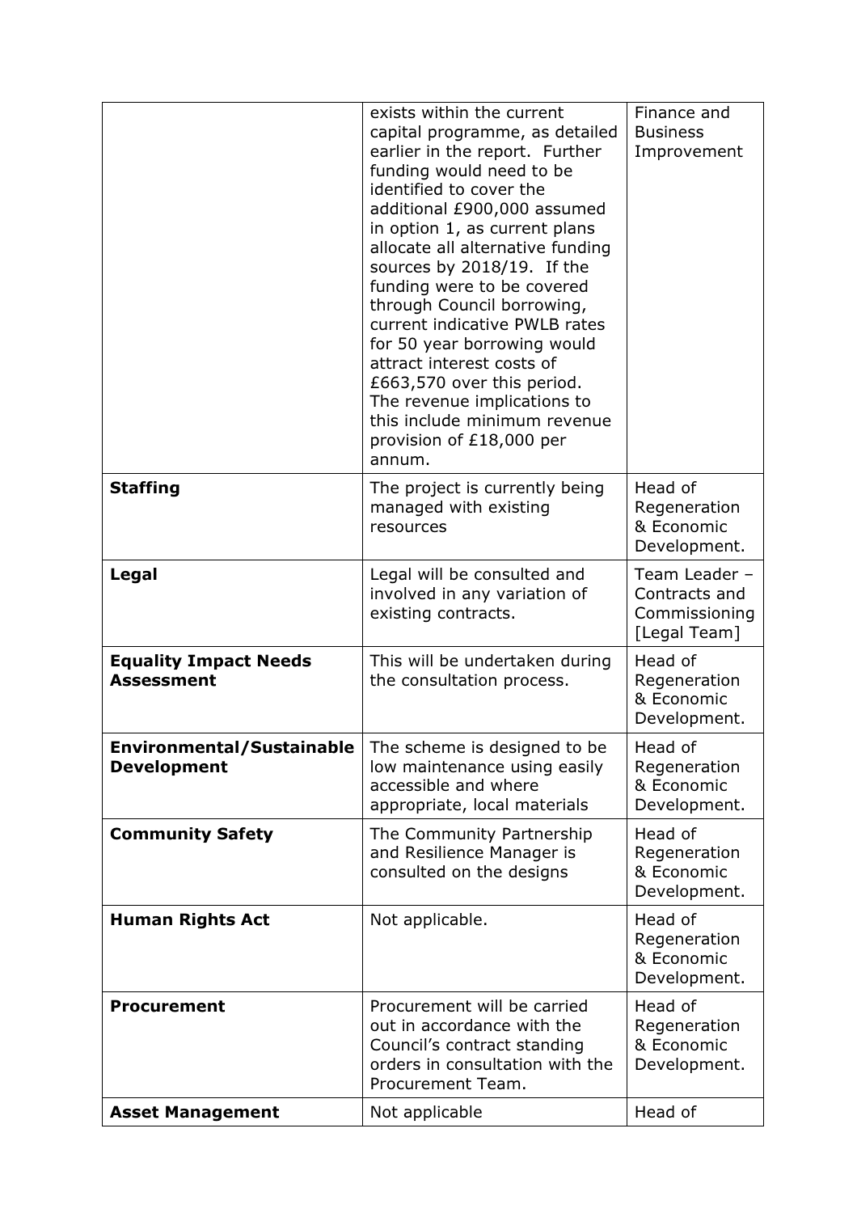| | | |
|---|---|---|
| | exists within the current capital programme, as detailed earlier in the report. Further funding would need to be identified to cover the additional £900,000 assumed in option 1, as current plans allocate all alternative funding sources by 2018/19. If the funding were to be covered through Council borrowing, current indicative PWLB rates for 50 year borrowing would attract interest costs of £663,570 over this period. The revenue implications to this include minimum revenue provision of £18,000 per annum. | Finance and Business Improvement |
| **Staffing** | The project is currently being managed with existing resources | Head of Regeneration & Economic Development. |
| **Legal** | Legal will be consulted and involved in any variation of existing contracts. | Team Leader – Contracts and Commissioning [Legal Team] |
| **Equality Impact Needs Assessment** | This will be undertaken during the consultation process. | Head of Regeneration & Economic Development. |
| **Environmental/Sustainable Development** | The scheme is designed to be low maintenance using easily accessible and where appropriate, local materials | Head of Regeneration & Economic Development. |
| **Community Safety** | The Community Partnership and Resilience Manager is consulted on the designs | Head of Regeneration & Economic Development. |
| **Human Rights Act** | Not applicable. | Head of Regeneration & Economic Development. |
| **Procurement** | Procurement will be carried out in accordance with the Council's contract standing orders in consultation with the Procurement Team. | Head of Regeneration & Economic Development. |
| **Asset Management** | Not applicable | Head of |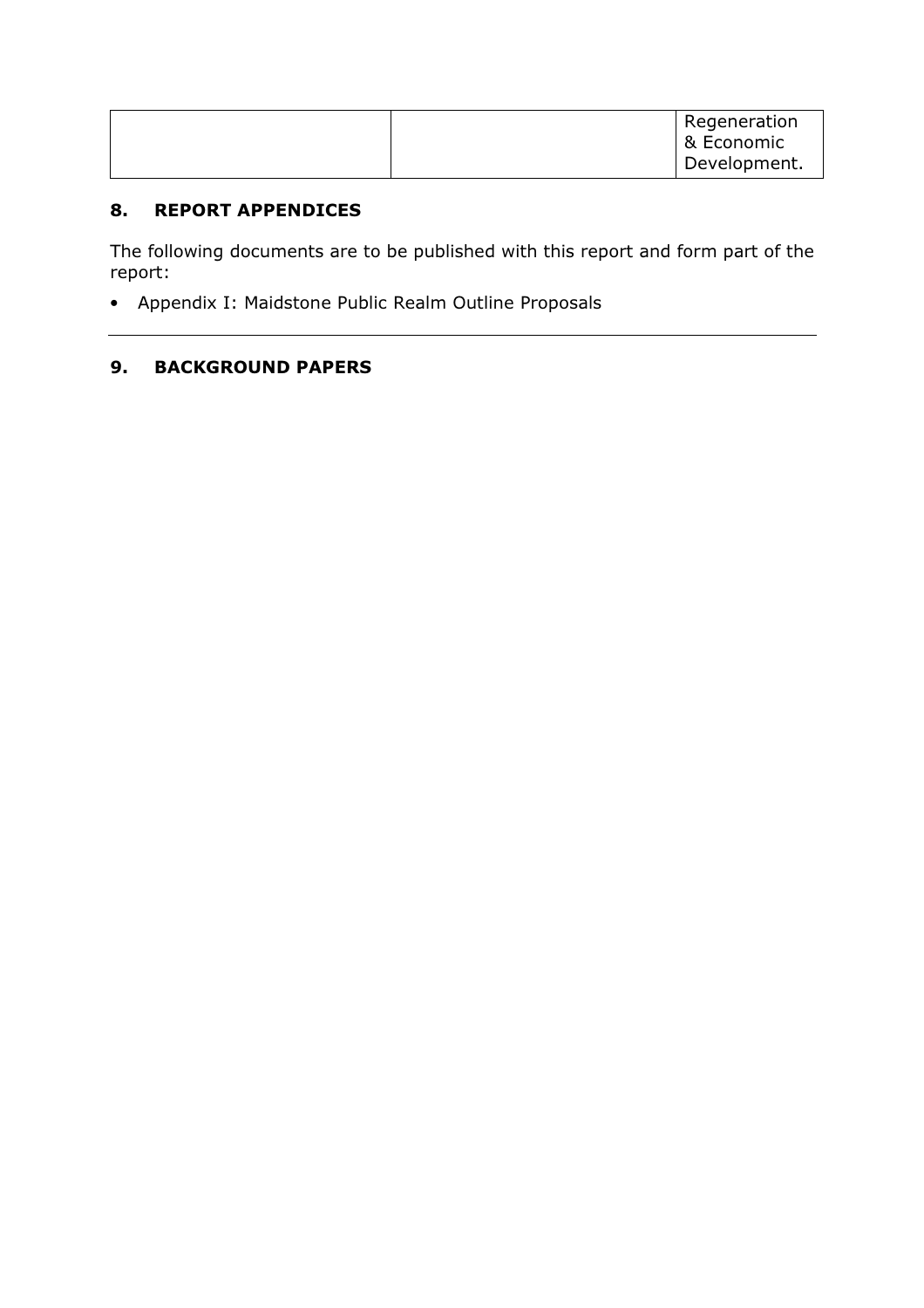| | | |
|---|---|---|
| | | Regeneration & Economic Development. |

## 8. REPORT APPENDICES

The following documents are to be published with this report and form part of the report:

- Appendix I: Maidstone Public Realm Outline Proposals

---

## 9. BACKGROUND PAPERS